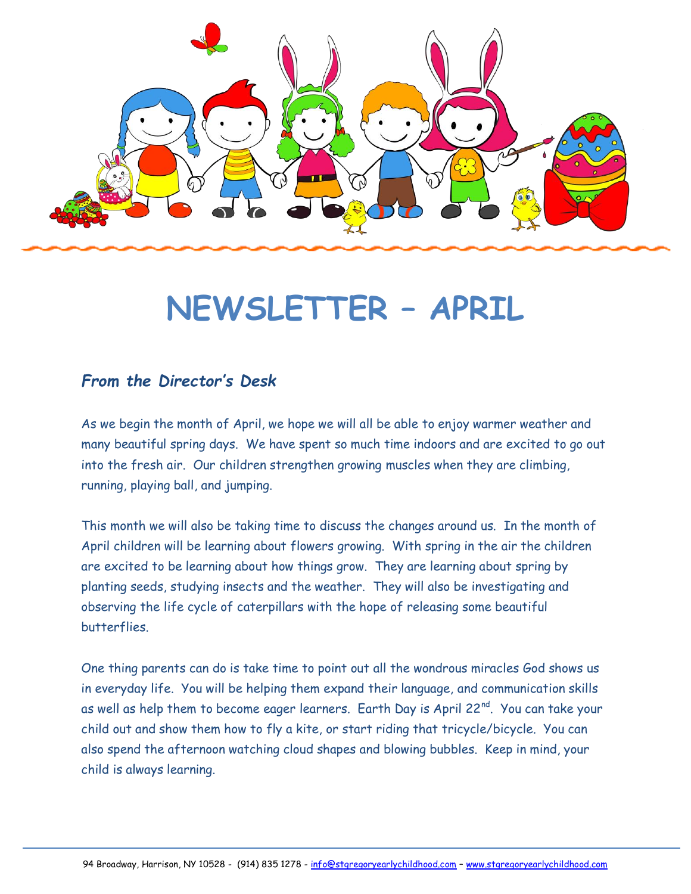# NEWSLETTER – APRIL

## *From the Director's Desk*

As we begin the month of April, we hope we will all be able to enjoy warmer weather and many beautiful spring days. We have spent so much time indoors and are excited to go out into the fresh air. Our children strengthen growing muscles when they are climbing, running, playing ball, and jumping.

This month we will also be taking time to discuss the changes around us. In the month of April children will be learning about flowers growing. With spring in the air the children are excited to be learning about how things grow. They are learning about spring by planting seeds, studying insects and the weather. They will also be investigating and observing the life cycle of caterpillars with the hope of releasing some beautiful butterflies.

One thing parents can do is take time to point out all the wondrous miracles God shows us in everyday life. You will be helping them expand their language, and communication skills as well as help them to become eager learners. Earth Day is April 22nd. You can take your child out and show them how to fly a kite, or start riding that tricycle/bicycle. You can also spend the afternoon watching cloud shapes and blowing bubbles. Keep in mind, your child is always learning.

94 Broadway, Harrison, NY 10528 - (914) 835 1278 - info@stgregoryearlychildhood.com – www.stgregoryearlychildhood.com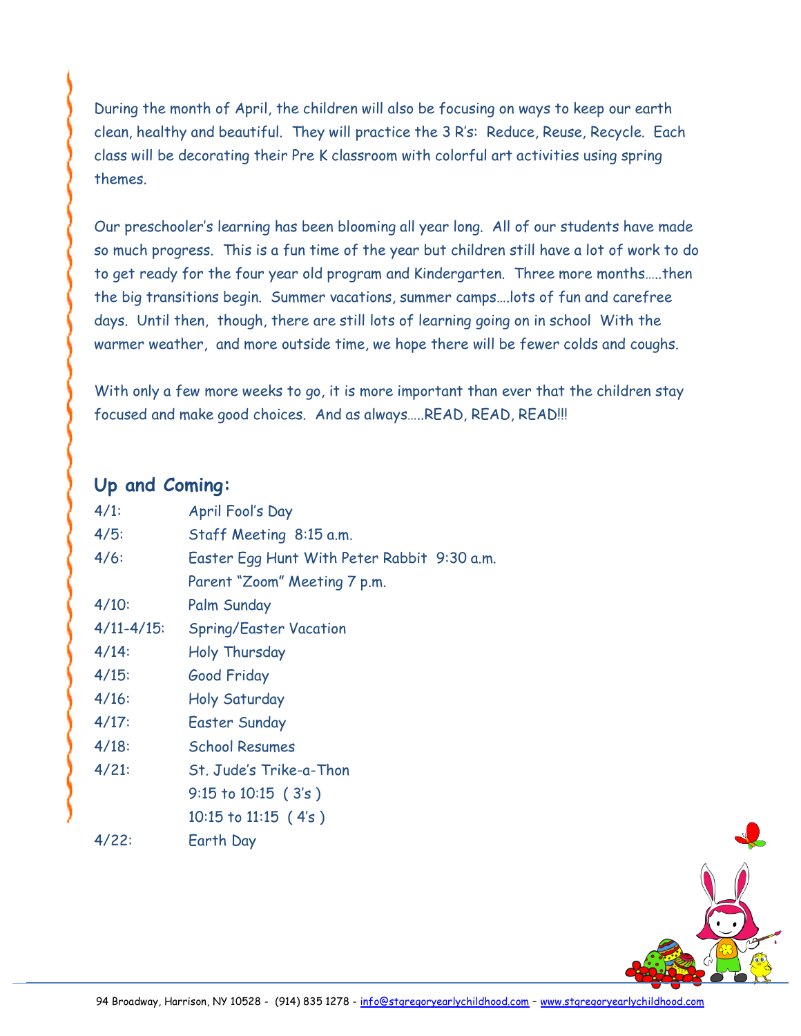During the month of April, the children will also be focusing on ways to keep our earth clean, healthy and beautiful. They will practice the 3 R's: Reduce, Reuse, Recycle. Each class will be decorating their Pre K classroom with colorful art activities using spring themes.

Our preschooler's learning has been blooming all year long. All of our students have made so much progress. This is a fun time of the year but children still have a lot of work to do to get ready for the four year old program and Kindergarten. Three more months.....then the big transitions begin. Summer vacations, summer camps....lots of fun and carefree days. Until then, though, there are still lots of learning going on in school With the warmer weather, and more outside time, we hope there will be fewer colds and coughs.

With only a few more weeks to go, it is more important than ever that the children stay focused and make good choices. And as always.....READ, READ, READ!!!

## Up and Coming:

| | |
|---|---|
| 4/1: | April Fool's Day |
| 4/5: | Staff Meeting 8:15 a.m. |
| 4/6: | Easter Egg Hunt With Peter Rabbit 9:30 a.m. |
| | Parent "Zoom" Meeting 7 p.m. |
| 4/10: | Palm Sunday |
| 4/11-4/15: | Spring/Easter Vacation |
| 4/14: | Holy Thursday |
| 4/15: | Good Friday |
| 4/16: | Holy Saturday |
| 4/17: | Easter Sunday |
| 4/18: | School Resumes |
| 4/21: | St. Jude's Trike-a-Thon |
| | 9:15 to 10:15 ( 3's ) |
| | 10:15 to 11:15 ( 4's ) |
| 4/22: | Earth Day |

94 Broadway, Harrison, NY 10528 - (914) 835 1278 - info@stgregoryearlychildhood.com – www.stgregoryearlychildhood.com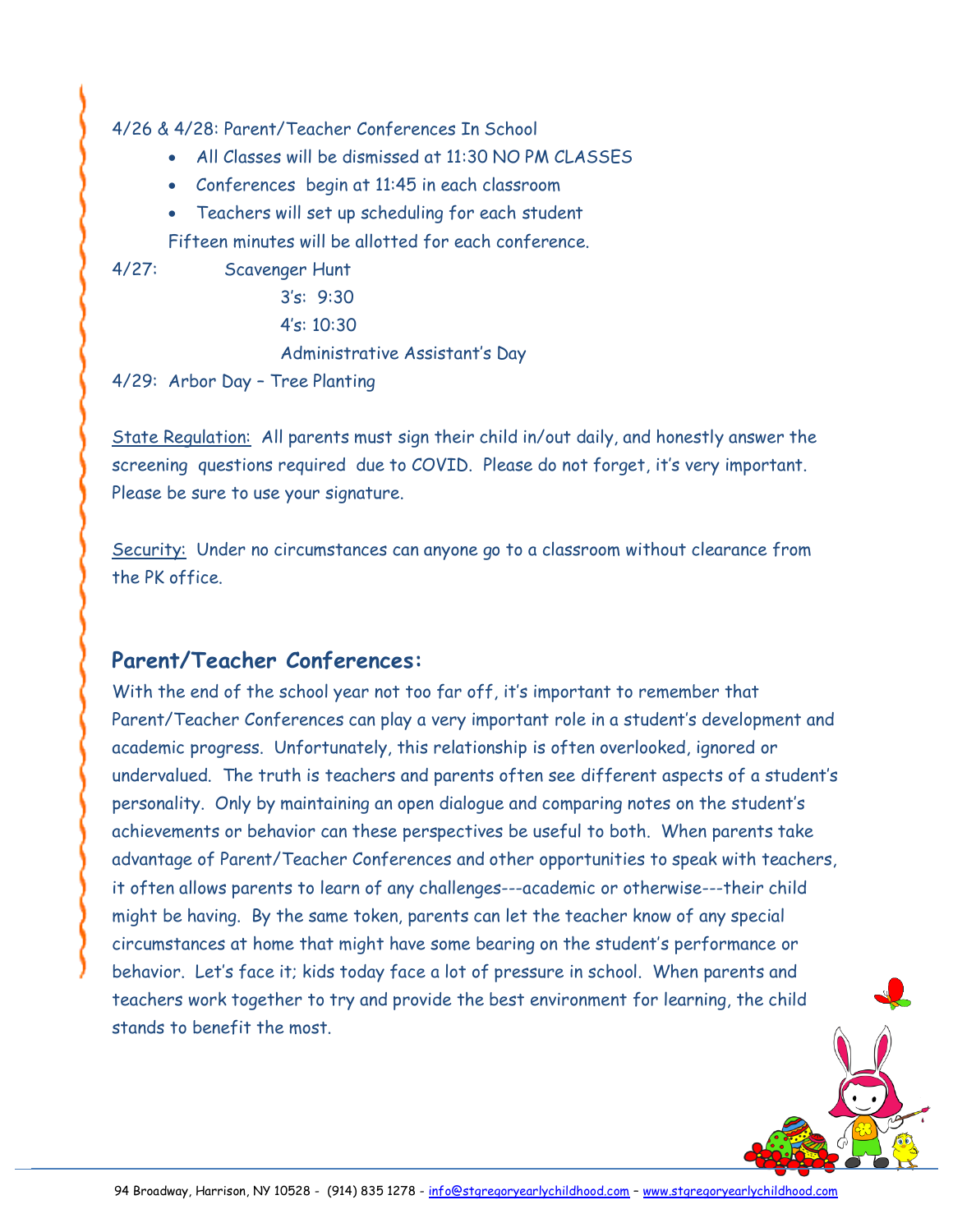4/26 & 4/28: Parent/Teacher Conferences In School

- All Classes will be dismissed at 11:30 NO PM CLASSES
- Conferences begin at 11:45 in each classroom
- Teachers will set up scheduling for each student

Fifteen minutes will be allotted for each conference.

4/27: Scavenger Hunt
 3's: 9:30
 4's: 10:30
 Administrative Assistant's Day

4/29: Arbor Day – Tree Planting

State Regulation: All parents must sign their child in/out daily, and honestly answer the screening questions required due to COVID. Please do not forget, it's very important. Please be sure to use your signature.

Security: Under no circumstances can anyone go to a classroom without clearance from the PK office.

## Parent/Teacher Conferences:

With the end of the school year not too far off, it's important to remember that Parent/Teacher Conferences can play a very important role in a student's development and academic progress. Unfortunately, this relationship is often overlooked, ignored or undervalued. The truth is teachers and parents often see different aspects of a student's personality. Only by maintaining an open dialogue and comparing notes on the student's achievements or behavior can these perspectives be useful to both. When parents take advantage of Parent/Teacher Conferences and other opportunities to speak with teachers, it often allows parents to learn of any challenges---academic or otherwise---their child might be having. By the same token, parents can let the teacher know of any special circumstances at home that might have some bearing on the student's performance or behavior. Let's face it; kids today face a lot of pressure in school. When parents and teachers work together to try and provide the best environment for learning, the child stands to benefit the most.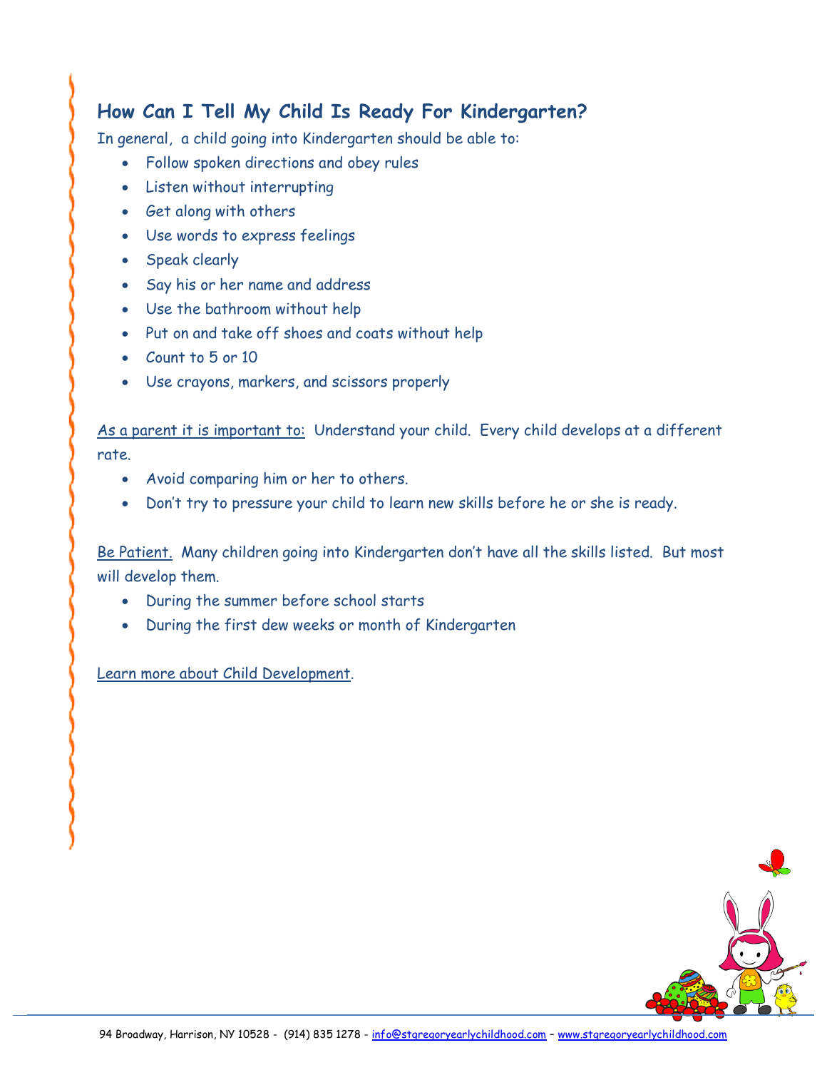## How Can I Tell My Child Is Ready For Kindergarten?

In general, a child going into Kindergarten should be able to:

- Follow spoken directions and obey rules
- Listen without interrupting
- Get along with others
- Use words to express feelings
- Speak clearly
- Say his or her name and address
- Use the bathroom without help
- Put on and take off shoes and coats without help
- Count to 5 or 10
- Use crayons, markers, and scissors properly

As a parent it is important to: Understand your child. Every child develops at a different rate.

- Avoid comparing him or her to others.
- Don't try to pressure your child to learn new skills before he or she is ready.

Be Patient. Many children going into Kindergarten don't have all the skills listed. But most will develop them.

- During the summer before school starts
- During the first dew weeks or month of Kindergarten

Learn more about Child Development.

94 Broadway, Harrison, NY 10528 - (914) 835 1278 - info@stgregoryearlychildhood.com – www.stgregoryearlychildhood.com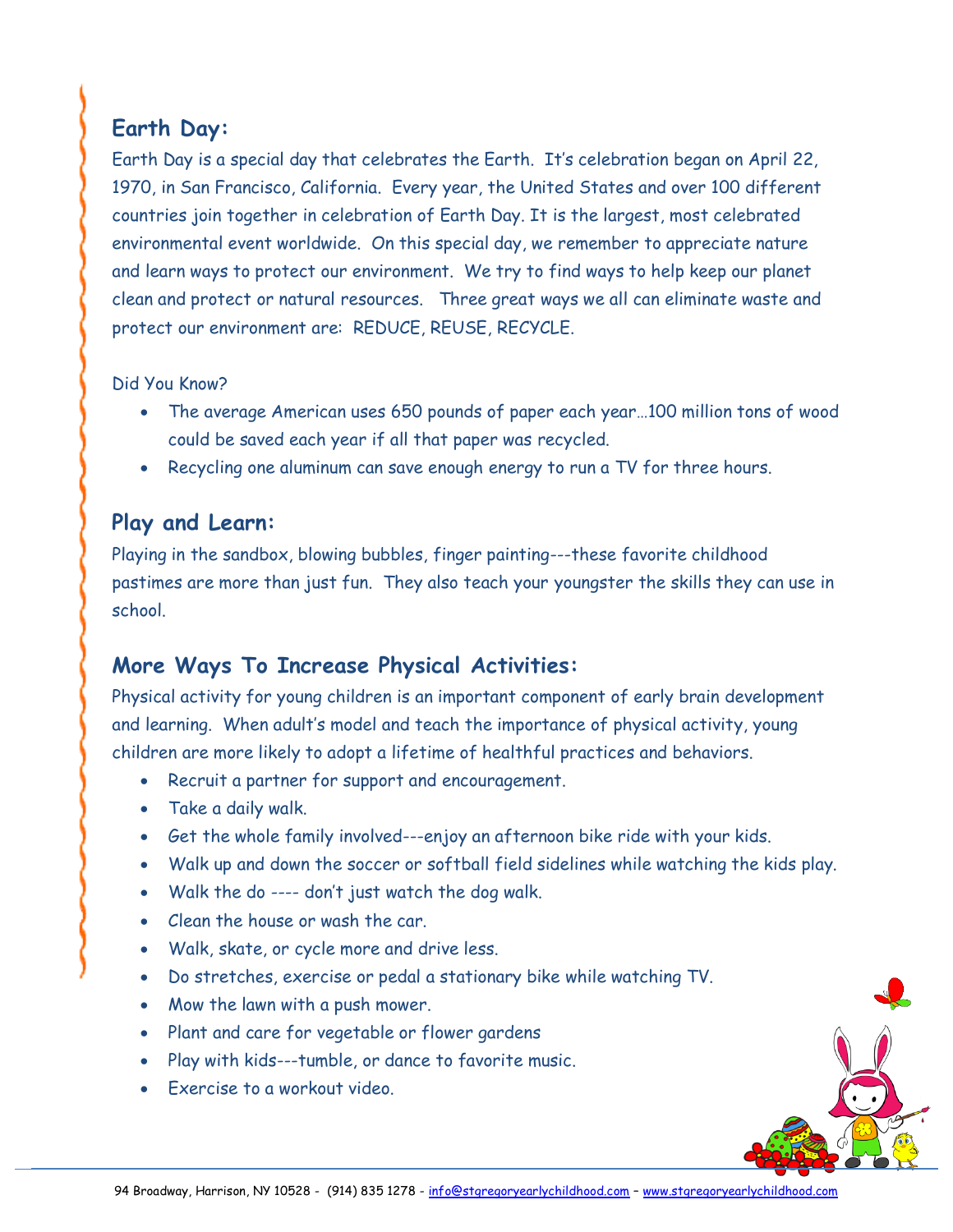## Earth Day:

Earth Day is a special day that celebrates the Earth. It's celebration began on April 22, 1970, in San Francisco, California. Every year, the United States and over 100 different countries join together in celebration of Earth Day. It is the largest, most celebrated environmental event worldwide. On this special day, we remember to appreciate nature and learn ways to protect our environment. We try to find ways to help keep our planet clean and protect or natural resources. Three great ways we all can eliminate waste and protect our environment are: REDUCE, REUSE, RECYCLE.

Did You Know?

- The average American uses 650 pounds of paper each year…100 million tons of wood could be saved each year if all that paper was recycled.
- Recycling one aluminum can save enough energy to run a TV for three hours.

## Play and Learn:

Playing in the sandbox, blowing bubbles, finger painting---these favorite childhood pastimes are more than just fun. They also teach your youngster the skills they can use in school.

## More Ways To Increase Physical Activities:

Physical activity for young children is an important component of early brain development and learning. When adult's model and teach the importance of physical activity, young children are more likely to adopt a lifetime of healthful practices and behaviors.

- Recruit a partner for support and encouragement.
- Take a daily walk.
- Get the whole family involved---enjoy an afternoon bike ride with your kids.
- Walk up and down the soccer or softball field sidelines while watching the kids play.
- Walk the do ---- don't just watch the dog walk.
- Clean the house or wash the car.
- Walk, skate, or cycle more and drive less.
- Do stretches, exercise or pedal a stationary bike while watching TV.
- Mow the lawn with a push mower.
- Plant and care for vegetable or flower gardens
- Play with kids---tumble, or dance to favorite music.
- Exercise to a workout video.

94 Broadway, Harrison, NY 10528 - (914) 835 1278 - info@stgregoryearlychildhood.com – www.stgregoryearlychildhood.com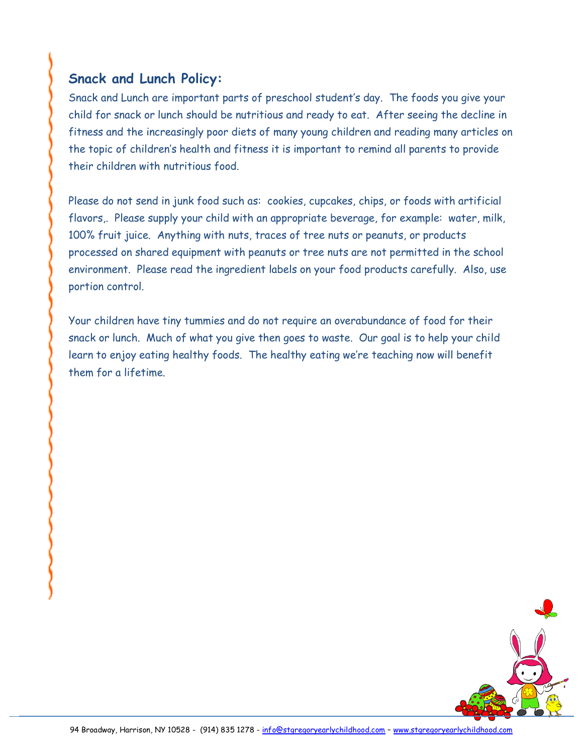## Snack and Lunch Policy:

Snack and Lunch are important parts of preschool student's day. The foods you give your child for snack or lunch should be nutritious and ready to eat. After seeing the decline in fitness and the increasingly poor diets of many young children and reading many articles on the topic of children's health and fitness it is important to remind all parents to provide their children with nutritious food.

Please do not send in junk food such as: cookies, cupcakes, chips, or foods with artificial flavors,. Please supply your child with an appropriate beverage, for example: water, milk, 100% fruit juice. Anything with nuts, traces of tree nuts or peanuts, or products processed on shared equipment with peanuts or tree nuts are not permitted in the school environment. Please read the ingredient labels on your food products carefully. Also, use portion control.

Your children have tiny tummies and do not require an overabundance of food for their snack or lunch. Much of what you give then goes to waste. Our goal is to help your child learn to enjoy eating healthy foods. The healthy eating we're teaching now will benefit them for a lifetime.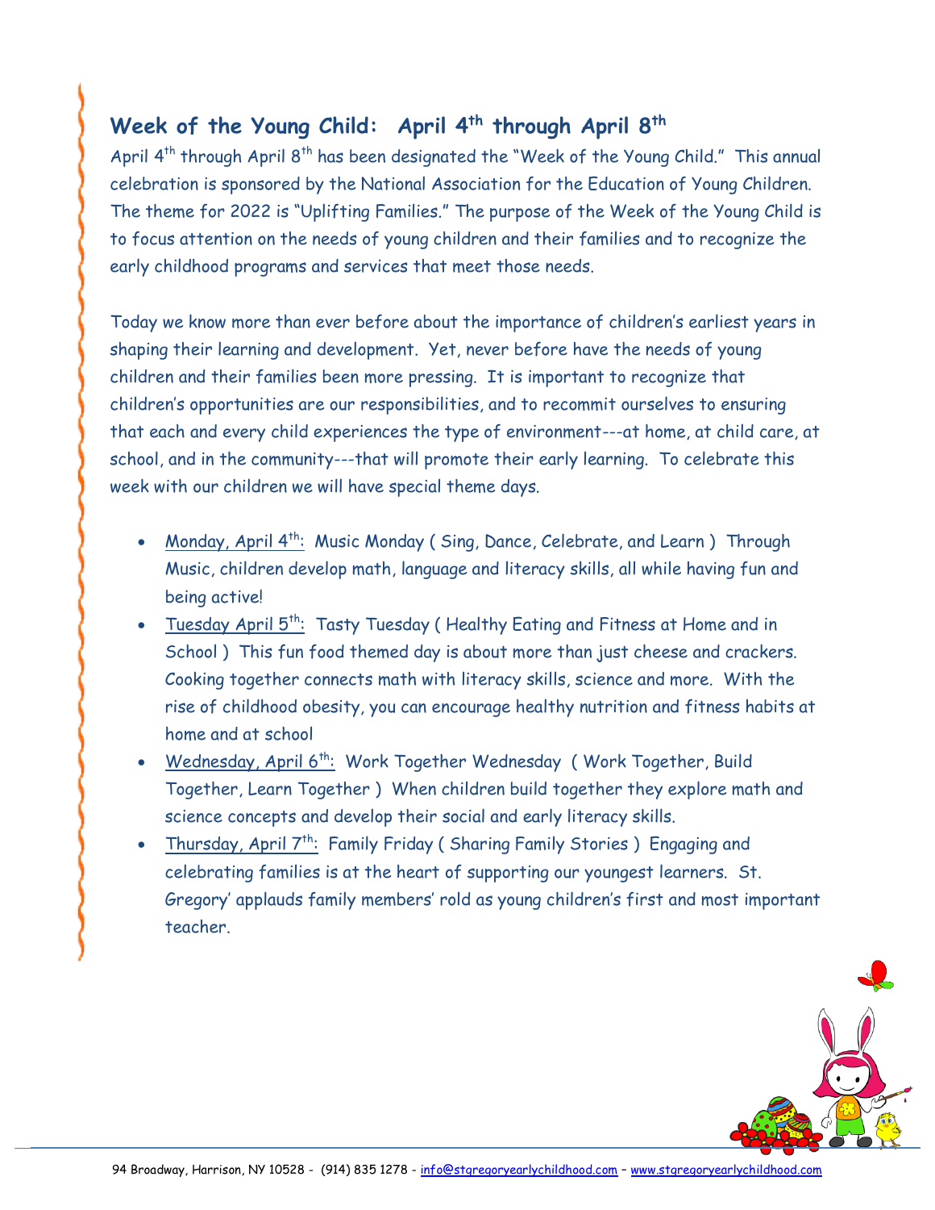## Week of the Young Child: April 4th through April 8th

April 4th through April 8th has been designated the "Week of the Young Child." This annual celebration is sponsored by the National Association for the Education of Young Children. The theme for 2022 is "Uplifting Families." The purpose of the Week of the Young Child is to focus attention on the needs of young children and their families and to recognize the early childhood programs and services that meet those needs.

Today we know more than ever before about the importance of children's earliest years in shaping their learning and development. Yet, never before have the needs of young children and their families been more pressing. It is important to recognize that children's opportunities are our responsibilities, and to recommit ourselves to ensuring that each and every child experiences the type of environment---at home, at child care, at school, and in the community---that will promote their early learning. To celebrate this week with our children we will have special theme days.

- Monday, April 4th: Music Monday ( Sing, Dance, Celebrate, and Learn ) Through Music, children develop math, language and literacy skills, all while having fun and being active!
- Tuesday April 5th: Tasty Tuesday ( Healthy Eating and Fitness at Home and in School ) This fun food themed day is about more than just cheese and crackers. Cooking together connects math with literacy skills, science and more. With the rise of childhood obesity, you can encourage healthy nutrition and fitness habits at home and at school
- Wednesday, April 6th: Work Together Wednesday ( Work Together, Build Together, Learn Together ) When children build together they explore math and science concepts and develop their social and early literacy skills.
- Thursday, April 7th: Family Friday ( Sharing Family Stories ) Engaging and celebrating families is at the heart of supporting our youngest learners. St. Gregory' applauds family members' rold as young children's first and most important teacher.

94 Broadway, Harrison, NY 10528 - (914) 835 1278 - info@stgregoryearlychildhood.com – www.stgregoryearlychildhood.com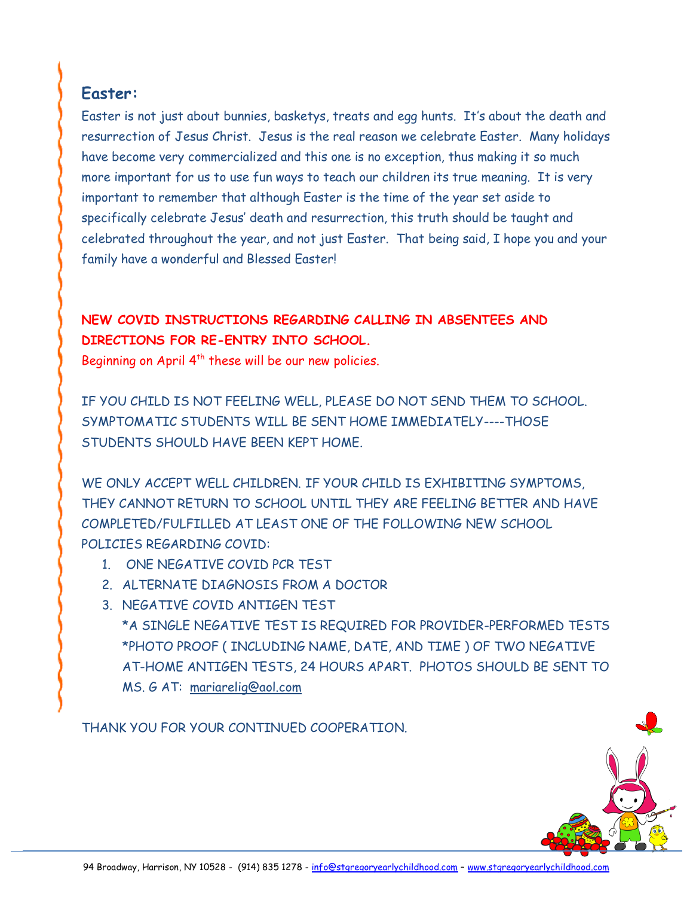## Easter:

Easter is not just about bunnies, basketys, treats and egg hunts. It's about the death and resurrection of Jesus Christ. Jesus is the real reason we celebrate Easter. Many holidays have become very commercialized and this one is no exception, thus making it so much more important for us to use fun ways to teach our children its true meaning. It is very important to remember that although Easter is the time of the year set aside to specifically celebrate Jesus' death and resurrection, this truth should be taught and celebrated throughout the year, and not just Easter. That being said, I hope you and your family have a wonderful and Blessed Easter!

**NEW COVID INSTRUCTIONS REGARDING CALLING IN ABSENTEES AND DIRECTIONS FOR RE-ENTRY INTO SCHOOL.**

Beginning on April 4th these will be our new policies.

IF YOU CHILD IS NOT FEELING WELL, PLEASE DO NOT SEND THEM TO SCHOOL. SYMPTOMATIC STUDENTS WILL BE SENT HOME IMMEDIATELY----THOSE STUDENTS SHOULD HAVE BEEN KEPT HOME.

WE ONLY ACCEPT WELL CHILDREN. IF YOUR CHILD IS EXHIBITING SYMPTOMS, THEY CANNOT RETURN TO SCHOOL UNTIL THEY ARE FEELING BETTER AND HAVE COMPLETED/FULFILLED AT LEAST ONE OF THE FOLLOWING NEW SCHOOL POLICIES REGARDING COVID:

1. ONE NEGATIVE COVID PCR TEST
2. ALTERNATE DIAGNOSIS FROM A DOCTOR
3. NEGATIVE COVID ANTIGEN TEST
   *A SINGLE NEGATIVE TEST IS REQUIRED FOR PROVIDER-PERFORMED TESTS
   *PHOTO PROOF ( INCLUDING NAME, DATE, AND TIME ) OF TWO NEGATIVE AT-HOME ANTIGEN TESTS, 24 HOURS APART. PHOTOS SHOULD BE SENT TO MS. G AT: mariarelig@aol.com

THANK YOU FOR YOUR CONTINUED COOPERATION.